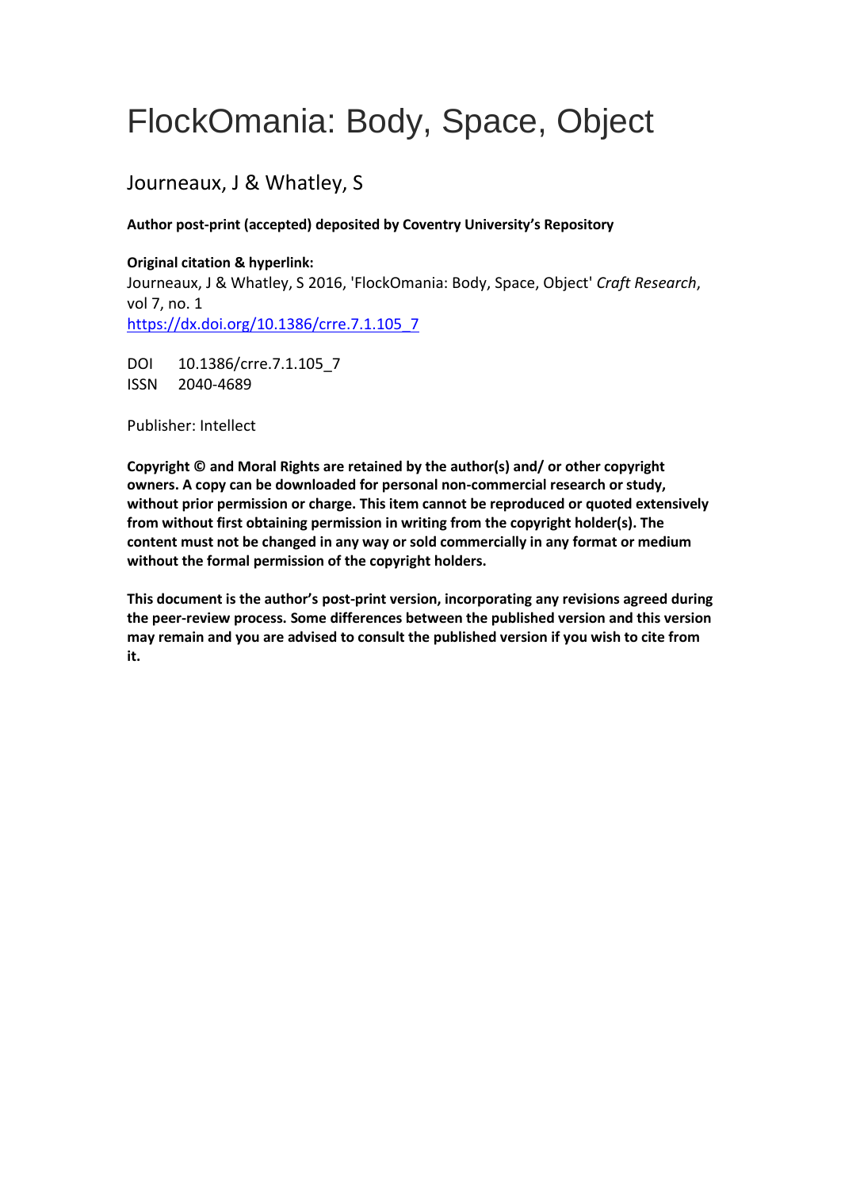# FlockOmania: Body, Space, Object

Journeaux, J & Whatley, S

**Author post-print (accepted) deposited by Coventry University's Repository**

**Original citation & hyperlink:**
Journeaux, J & Whatley, S 2016, 'FlockOmania: Body, Space, Object' *Craft Research*, vol 7, no. 1
https://dx.doi.org/10.1386/crre.7.1.105_7

DOI 10.1386/crre.7.1.105_7
ISSN 2040-4689

Publisher: Intellect

**Copyright © and Moral Rights are retained by the author(s) and/ or other copyright owners. A copy can be downloaded for personal non-commercial research or study, without prior permission or charge. This item cannot be reproduced or quoted extensively from without first obtaining permission in writing from the copyright holder(s). The content must not be changed in any way or sold commercially in any format or medium without the formal permission of the copyright holders.**

**This document is the author's post-print version, incorporating any revisions agreed during the peer-review process. Some differences between the published version and this version may remain and you are advised to consult the published version if you wish to cite from it.**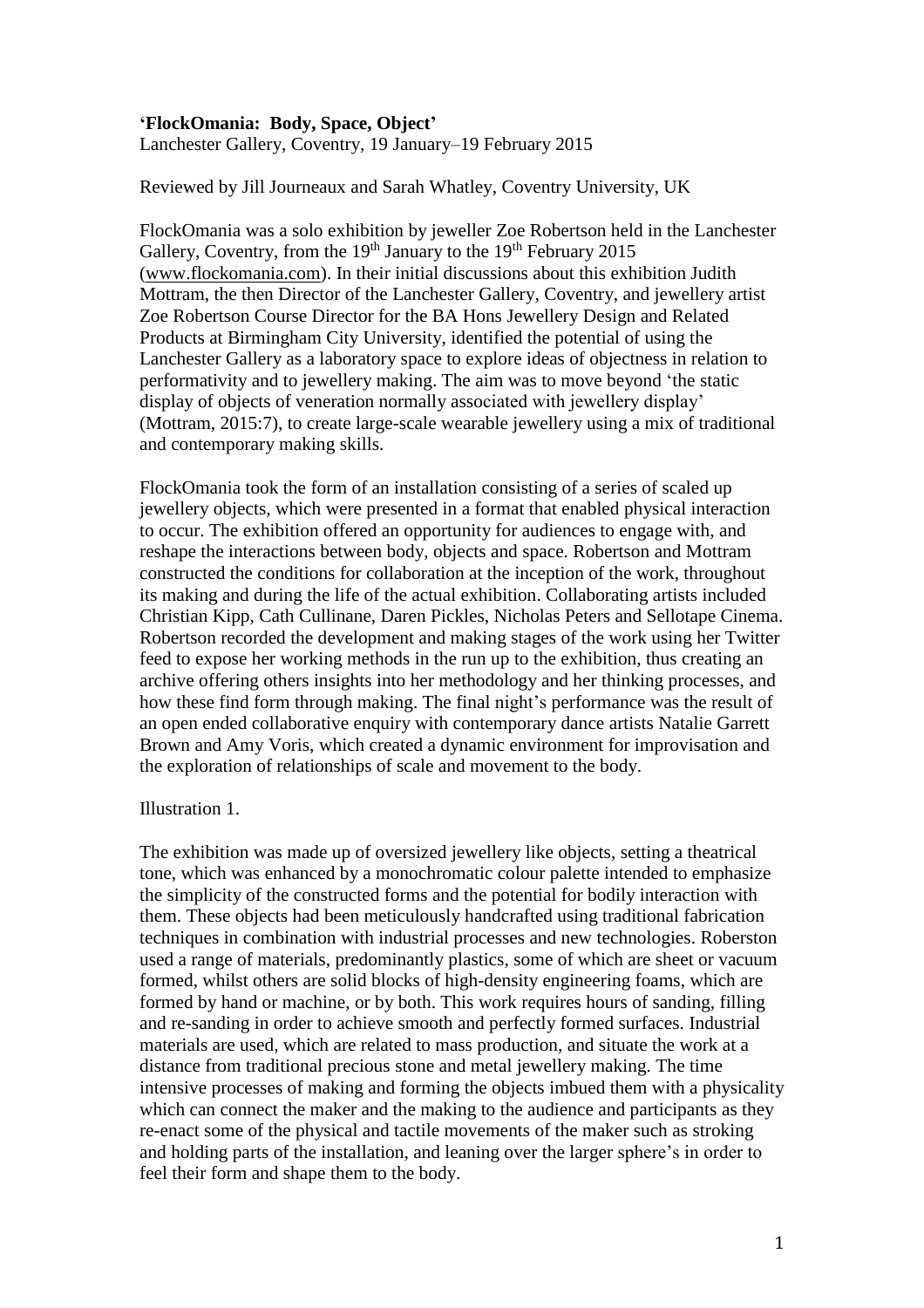**'FlockOmania: Body, Space, Object'**
Lanchester Gallery, Coventry, 19 January–19 February 2015

Reviewed by Jill Journeaux and Sarah Whatley, Coventry University, UK

FlockOmania was a solo exhibition by jeweller Zoe Robertson held in the Lanchester Gallery, Coventry, from the 19th January to the 19th February 2015 (www.flockomania.com). In their initial discussions about this exhibition Judith Mottram, the then Director of the Lanchester Gallery, Coventry, and jewellery artist Zoe Robertson Course Director for the BA Hons Jewellery Design and Related Products at Birmingham City University, identified the potential of using the Lanchester Gallery as a laboratory space to explore ideas of objectness in relation to performativity and to jewellery making. The aim was to move beyond 'the static display of objects of veneration normally associated with jewellery display' (Mottram, 2015:7), to create large-scale wearable jewellery using a mix of traditional and contemporary making skills.

FlockOmania took the form of an installation consisting of a series of scaled up jewellery objects, which were presented in a format that enabled physical interaction to occur. The exhibition offered an opportunity for audiences to engage with, and reshape the interactions between body, objects and space. Robertson and Mottram constructed the conditions for collaboration at the inception of the work, throughout its making and during the life of the actual exhibition. Collaborating artists included Christian Kipp, Cath Cullinane, Daren Pickles, Nicholas Peters and Sellotape Cinema. Robertson recorded the development and making stages of the work using her Twitter feed to expose her working methods in the run up to the exhibition, thus creating an archive offering others insights into her methodology and her thinking processes, and how these find form through making. The final night's performance was the result of an open ended collaborative enquiry with contemporary dance artists Natalie Garrett Brown and Amy Voris, which created a dynamic environment for improvisation and the exploration of relationships of scale and movement to the body.

Illustration 1.

The exhibition was made up of oversized jewellery like objects, setting a theatrical tone, which was enhanced by a monochromatic colour palette intended to emphasize the simplicity of the constructed forms and the potential for bodily interaction with them. These objects had been meticulously handcrafted using traditional fabrication techniques in combination with industrial processes and new technologies. Roberston used a range of materials, predominantly plastics, some of which are sheet or vacuum formed, whilst others are solid blocks of high-density engineering foams, which are formed by hand or machine, or by both. This work requires hours of sanding, filling and re-sanding in order to achieve smooth and perfectly formed surfaces. Industrial materials are used, which are related to mass production, and situate the work at a distance from traditional precious stone and metal jewellery making. The time intensive processes of making and forming the objects imbued them with a physicality which can connect the maker and the making to the audience and participants as they re-enact some of the physical and tactile movements of the maker such as stroking and holding parts of the installation, and leaning over the larger sphere's in order to feel their form and shape them to the body.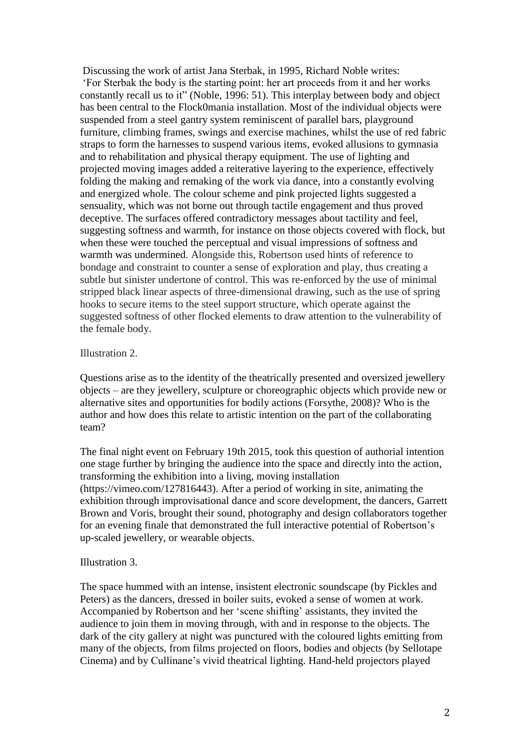Discussing the work of artist Jana Sterbak, in 1995, Richard Noble writes: 'For Sterbak the body is the starting point: her art proceeds from it and her works constantly recall us to it" (Noble, 1996: 51). This interplay between body and object has been central to the Flock0mania installation. Most of the individual objects were suspended from a steel gantry system reminiscent of parallel bars, playground furniture, climbing frames, swings and exercise machines, whilst the use of red fabric straps to form the harnesses to suspend various items, evoked allusions to gymnasia and to rehabilitation and physical therapy equipment. The use of lighting and projected moving images added a reiterative layering to the experience, effectively folding the making and remaking of the work via dance, into a constantly evolving and energized whole. The colour scheme and pink projected lights suggested a sensuality, which was not borne out through tactile engagement and thus proved deceptive. The surfaces offered contradictory messages about tactility and feel, suggesting softness and warmth, for instance on those objects covered with flock, but when these were touched the perceptual and visual impressions of softness and warmth was undermined. Alongside this, Robertson used hints of reference to bondage and constraint to counter a sense of exploration and play, thus creating a subtle but sinister undertone of control. This was re-enforced by the use of minimal stripped black linear aspects of three-dimensional drawing, such as the use of spring hooks to secure items to the steel support structure, which operate against the suggested softness of other flocked elements to draw attention to the vulnerability of the female body.

Illustration 2.

Questions arise as to the identity of the theatrically presented and oversized jewellery objects – are they jewellery, sculpture or choreographic objects which provide new or alternative sites and opportunities for bodily actions (Forsythe, 2008)? Who is the author and how does this relate to artistic intention on the part of the collaborating team?

The final night event on February 19th 2015, took this question of authorial intention one stage further by bringing the audience into the space and directly into the action, transforming the exhibition into a living, moving installation (https://vimeo.com/127816443). After a period of working in site, animating the exhibition through improvisational dance and score development, the dancers, Garrett Brown and Voris, brought their sound, photography and design collaborators together for an evening finale that demonstrated the full interactive potential of Robertson's up-scaled jewellery, or wearable objects.

Illustration 3.

The space hummed with an intense, insistent electronic soundscape (by Pickles and Peters) as the dancers, dressed in boiler suits, evoked a sense of women at work. Accompanied by Robertson and her 'scene shifting' assistants, they invited the audience to join them in moving through, with and in response to the objects. The dark of the city gallery at night was punctured with the coloured lights emitting from many of the objects, from films projected on floors, bodies and objects (by Sellotape Cinema) and by Cullinane's vivid theatrical lighting. Hand-held projectors played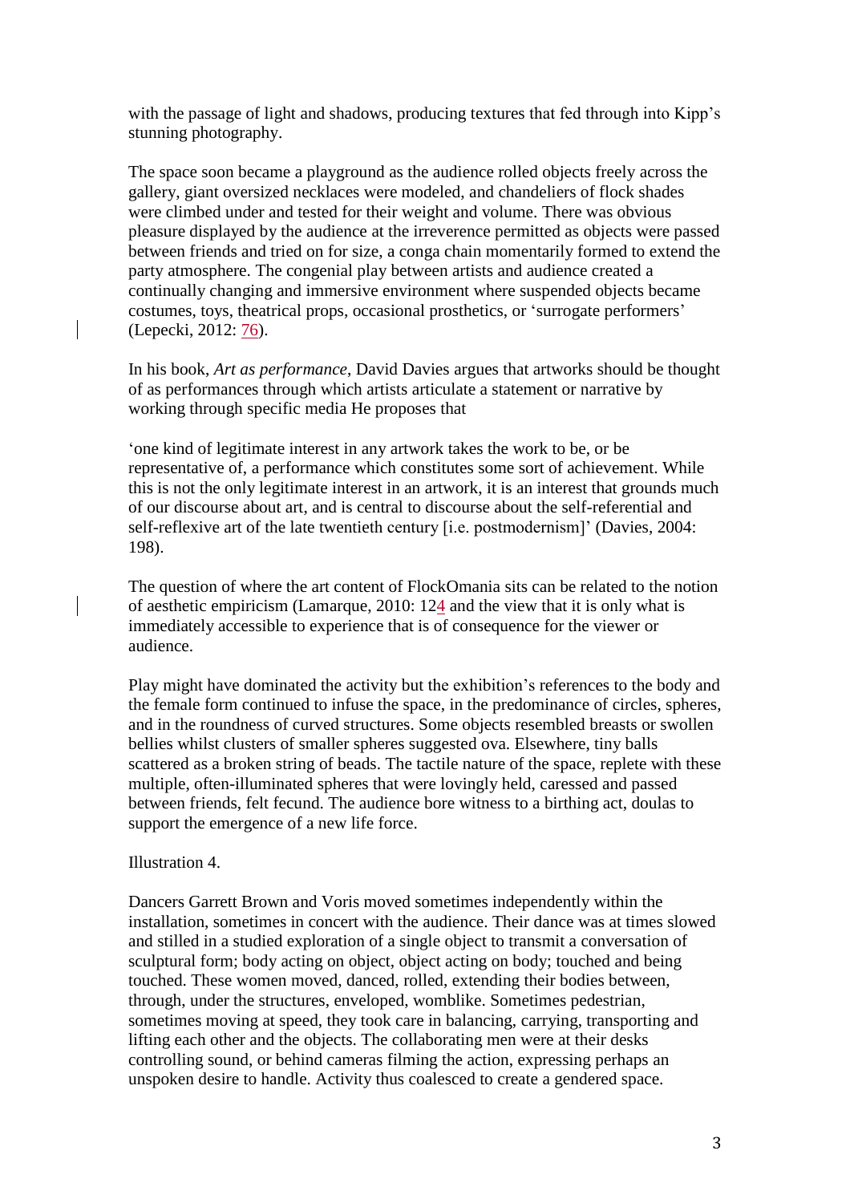with the passage of light and shadows, producing textures that fed through into Kipp's stunning photography.

The space soon became a playground as the audience rolled objects freely across the gallery, giant oversized necklaces were modeled, and chandeliers of flock shades were climbed under and tested for their weight and volume. There was obvious pleasure displayed by the audience at the irreverence permitted as objects were passed between friends and tried on for size, a conga chain momentarily formed to extend the party atmosphere. The congenial play between artists and audience created a continually changing and immersive environment where suspended objects became costumes, toys, theatrical props, occasional prosthetics, or 'surrogate performers' (Lepecki, 2012: 76).

In his book, *Art as performance*, David Davies argues that artworks should be thought of as performances through which artists articulate a statement or narrative by working through specific media He proposes that

'one kind of legitimate interest in any artwork takes the work to be, or be representative of, a performance which constitutes some sort of achievement. While this is not the only legitimate interest in an artwork, it is an interest that grounds much of our discourse about art, and is central to discourse about the self-referential and self-reflexive art of the late twentieth century [i.e. postmodernism]' (Davies, 2004: 198).

The question of where the art content of FlockOmania sits can be related to the notion of aesthetic empiricism (Lamarque, 2010: 124 and the view that it is only what is immediately accessible to experience that is of consequence for the viewer or audience.

Play might have dominated the activity but the exhibition's references to the body and the female form continued to infuse the space, in the predominance of circles, spheres, and in the roundness of curved structures. Some objects resembled breasts or swollen bellies whilst clusters of smaller spheres suggested ova. Elsewhere, tiny balls scattered as a broken string of beads. The tactile nature of the space, replete with these multiple, often-illuminated spheres that were lovingly held, caressed and passed between friends, felt fecund. The audience bore witness to a birthing act, doulas to support the emergence of a new life force.

Illustration 4.

Dancers Garrett Brown and Voris moved sometimes independently within the installation, sometimes in concert with the audience. Their dance was at times slowed and stilled in a studied exploration of a single object to transmit a conversation of sculptural form; body acting on object, object acting on body; touched and being touched. These women moved, danced, rolled, extending their bodies between, through, under the structures, enveloped, womblike. Sometimes pedestrian, sometimes moving at speed, they took care in balancing, carrying, transporting and lifting each other and the objects. The collaborating men were at their desks controlling sound, or behind cameras filming the action, expressing perhaps an unspoken desire to handle. Activity thus coalesced to create a gendered space.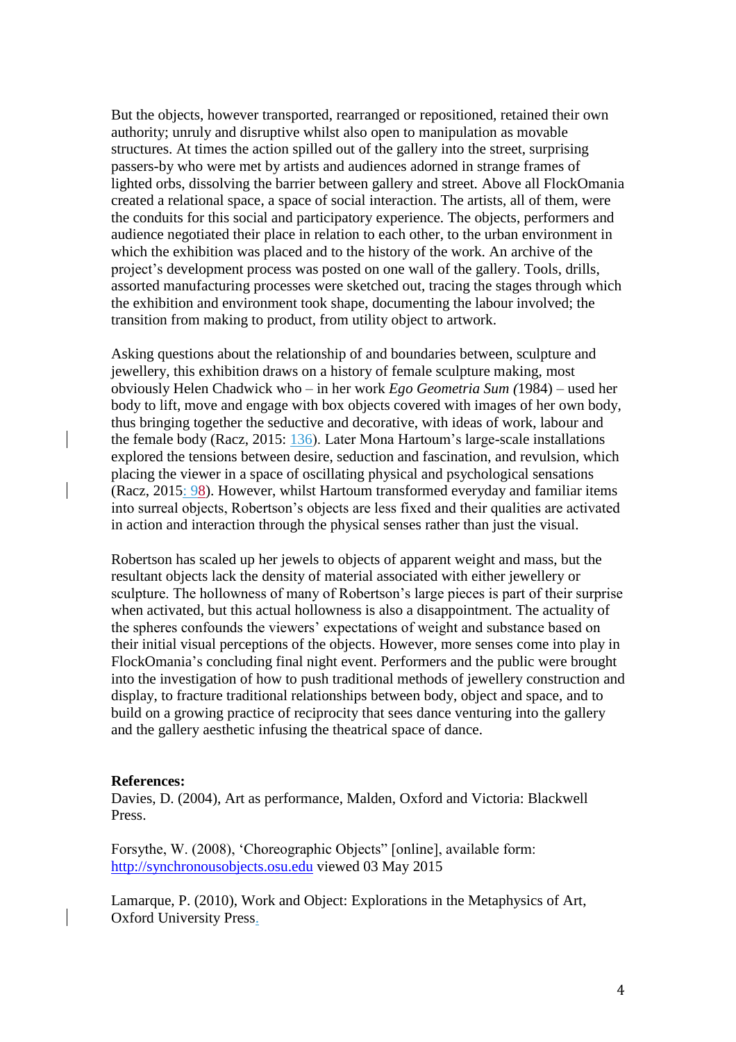But the objects, however transported, rearranged or repositioned, retained their own authority; unruly and disruptive whilst also open to manipulation as movable structures. At times the action spilled out of the gallery into the street, surprising passers-by who were met by artists and audiences adorned in strange frames of lighted orbs, dissolving the barrier between gallery and street. Above all FlockOmania created a relational space, a space of social interaction. The artists, all of them, were the conduits for this social and participatory experience. The objects, performers and audience negotiated their place in relation to each other, to the urban environment in which the exhibition was placed and to the history of the work. An archive of the project's development process was posted on one wall of the gallery. Tools, drills, assorted manufacturing processes were sketched out, tracing the stages through which the exhibition and environment took shape, documenting the labour involved; the transition from making to product, from utility object to artwork.

Asking questions about the relationship of and boundaries between, sculpture and jewellery, this exhibition draws on a history of female sculpture making, most obviously Helen Chadwick who – in her work *Ego Geometria Sum (*1984) – used her body to lift, move and engage with box objects covered with images of her own body, thus bringing together the seductive and decorative, with ideas of work, labour and the female body (Racz, 2015: 136). Later Mona Hartoum's large-scale installations explored the tensions between desire, seduction and fascination, and revulsion, which placing the viewer in a space of oscillating physical and psychological sensations (Racz, 2015: 98). However, whilst Hartoum transformed everyday and familiar items into surreal objects, Robertson's objects are less fixed and their qualities are activated in action and interaction through the physical senses rather than just the visual.

Robertson has scaled up her jewels to objects of apparent weight and mass, but the resultant objects lack the density of material associated with either jewellery or sculpture. The hollowness of many of Robertson's large pieces is part of their surprise when activated, but this actual hollowness is also a disappointment. The actuality of the spheres confounds the viewers' expectations of weight and substance based on their initial visual perceptions of the objects. However, more senses come into play in FlockOmania's concluding final night event. Performers and the public were brought into the investigation of how to push traditional methods of jewellery construction and display, to fracture traditional relationships between body, object and space, and to build on a growing practice of reciprocity that sees dance venturing into the gallery and the gallery aesthetic infusing the theatrical space of dance.

**References:**

Davies, D. (2004), Art as performance, Malden, Oxford and Victoria: Blackwell Press.

Forsythe, W. (2008), 'Choreographic Objects" [online], available form: http://synchronousobjects.osu.edu viewed 03 May 2015

Lamarque, P. (2010), Work and Object: Explorations in the Metaphysics of Art, Oxford University Press.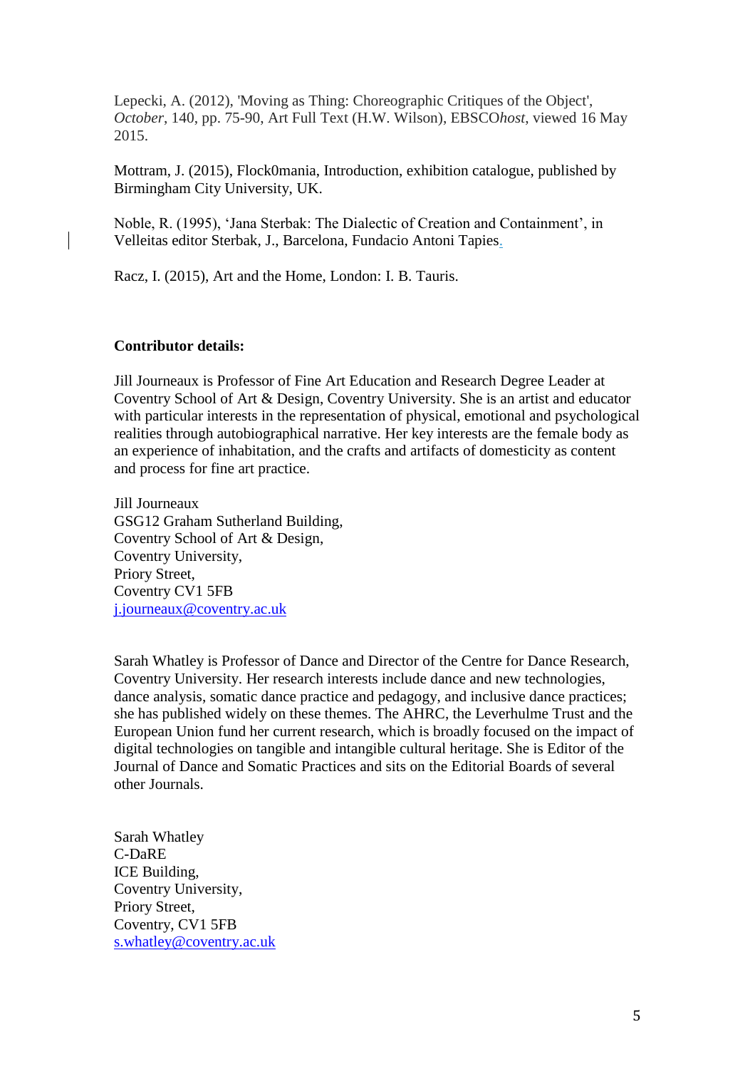Lepecki, A. (2012), 'Moving as Thing: Choreographic Critiques of the Object', *October*, 140, pp. 75-90, Art Full Text (H.W. Wilson), EBSCO*host*, viewed 16 May 2015.

Mottram, J. (2015), Flock0mania, Introduction, exhibition catalogue, published by Birmingham City University, UK.

Noble, R. (1995), 'Jana Sterbak: The Dialectic of Creation and Containment', in Velleitas editor Sterbak, J., Barcelona, Fundacio Antoni Tapies.

Racz, I. (2015), Art and the Home, London: I. B. Tauris.

**Contributor details:**

Jill Journeaux is Professor of Fine Art Education and Research Degree Leader at Coventry School of Art & Design, Coventry University. She is an artist and educator with particular interests in the representation of physical, emotional and psychological realities through autobiographical narrative. Her key interests are the female body as an experience of inhabitation, and the crafts and artifacts of domesticity as content and process for fine art practice.

Jill Journeaux
GSG12 Graham Sutherland Building,
Coventry School of Art & Design,
Coventry University,
Priory Street,
Coventry CV1 5FB
j.journeaux@coventry.ac.uk

Sarah Whatley is Professor of Dance and Director of the Centre for Dance Research, Coventry University. Her research interests include dance and new technologies, dance analysis, somatic dance practice and pedagogy, and inclusive dance practices; she has published widely on these themes. The AHRC, the Leverhulme Trust and the European Union fund her current research, which is broadly focused on the impact of digital technologies on tangible and intangible cultural heritage. She is Editor of the Journal of Dance and Somatic Practices and sits on the Editorial Boards of several other Journals.

Sarah Whatley
C-DaRE
ICE Building,
Coventry University,
Priory Street,
Coventry, CV1 5FB
s.whatley@coventry.ac.uk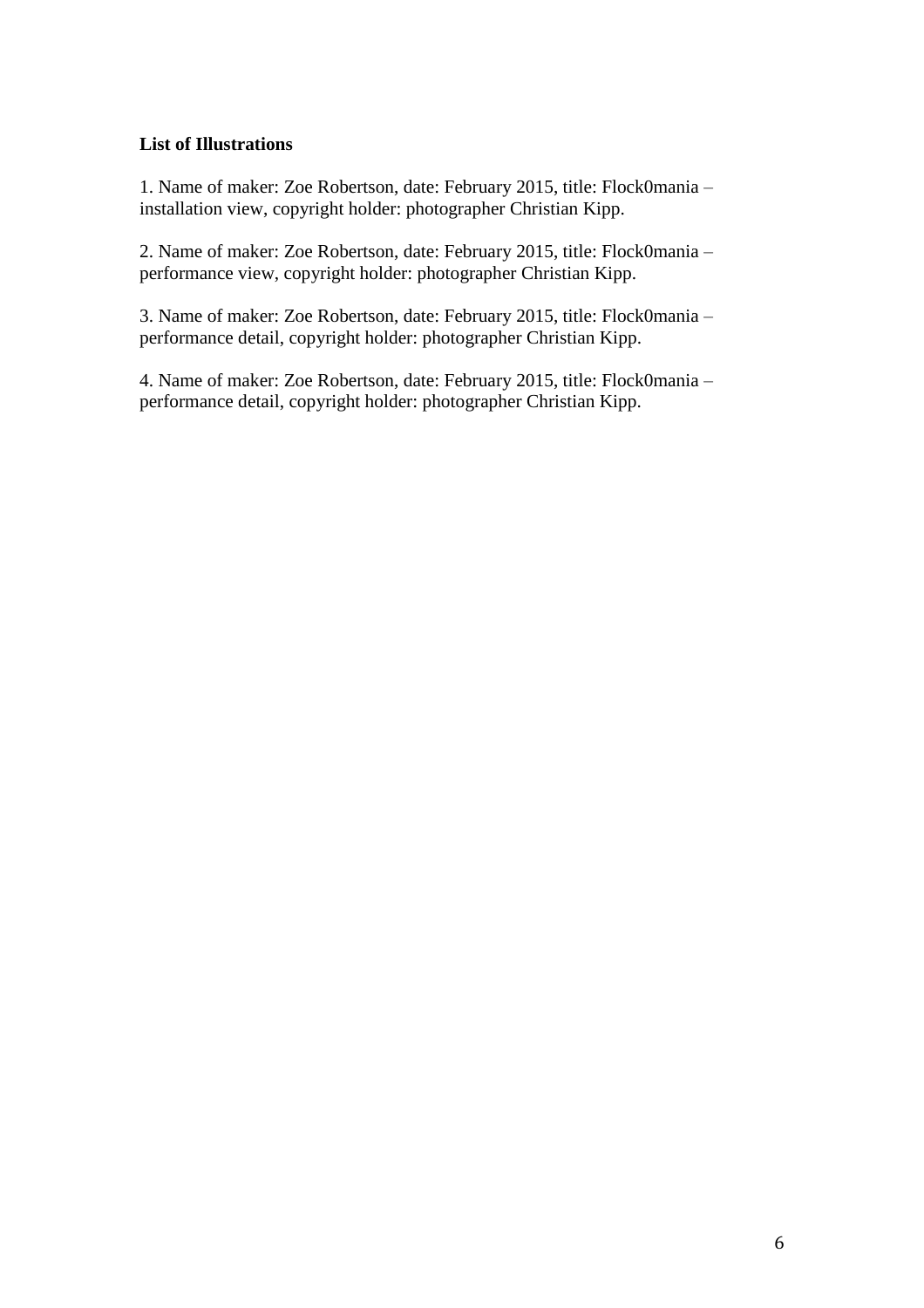**List of Illustrations**

1. Name of maker: Zoe Robertson, date: February 2015, title: Flock0mania – installation view, copyright holder: photographer Christian Kipp.

2. Name of maker: Zoe Robertson, date: February 2015, title: Flock0mania – performance view, copyright holder: photographer Christian Kipp.

3. Name of maker: Zoe Robertson, date: February 2015, title: Flock0mania – performance detail, copyright holder: photographer Christian Kipp.

4. Name of maker: Zoe Robertson, date: February 2015, title: Flock0mania – performance detail, copyright holder: photographer Christian Kipp.